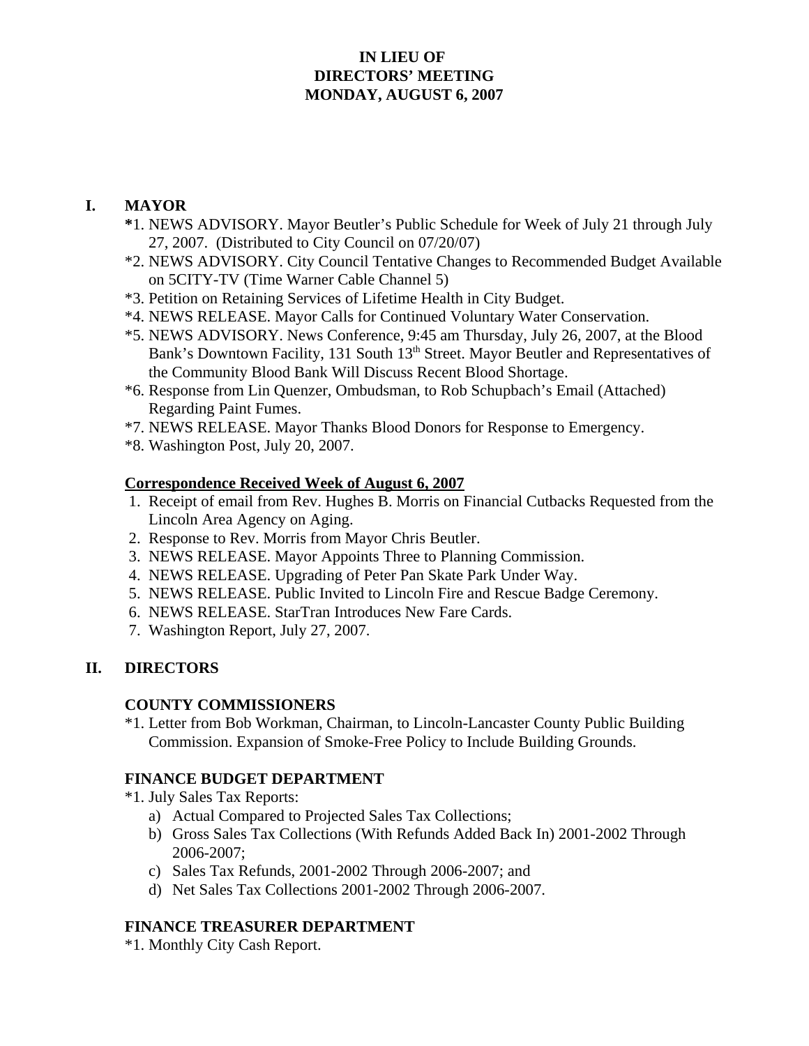# IN LIEU OF DIRECTORS' MEETING MONDAY, AUGUST 6, 2007

## I. MAYOR

*1. NEWS ADVISORY. Mayor Beutler's Public Schedule for Week of July 21 through July 27, 2007. (Distributed to City Council on 07/20/07)

*2. NEWS ADVISORY. City Council Tentative Changes to Recommended Budget Available on 5CITY-TV (Time Warner Cable Channel 5)

*3. Petition on Retaining Services of Lifetime Health in City Budget.

*4. NEWS RELEASE. Mayor Calls for Continued Voluntary Water Conservation.

*5. NEWS ADVISORY. News Conference, 9:45 am Thursday, July 26, 2007, at the Blood Bank's Downtown Facility, 131 South 13th Street. Mayor Beutler and Representatives of the Community Blood Bank Will Discuss Recent Blood Shortage.

*6. Response from Lin Quenzer, Ombudsman, to Rob Schupbach's Email (Attached) Regarding Paint Fumes.

*7. NEWS RELEASE. Mayor Thanks Blood Donors for Response to Emergency.

*8. Washington Post, July 20, 2007.

### Correspondence Received Week of August 6, 2007

1. Receipt of email from Rev. Hughes B. Morris on Financial Cutbacks Requested from the Lincoln Area Agency on Aging.
2. Response to Rev. Morris from Mayor Chris Beutler.
3. NEWS RELEASE. Mayor Appoints Three to Planning Commission.
4. NEWS RELEASE. Upgrading of Peter Pan Skate Park Under Way.
5. NEWS RELEASE. Public Invited to Lincoln Fire and Rescue Badge Ceremony.
6. NEWS RELEASE. StarTran Introduces New Fare Cards.
7. Washington Report, July 27, 2007.

## II. DIRECTORS

### COUNTY COMMISSIONERS

*1. Letter from Bob Workman, Chairman, to Lincoln-Lancaster County Public Building Commission. Expansion of Smoke-Free Policy to Include Building Grounds.

### FINANCE BUDGET DEPARTMENT

*1. July Sales Tax Reports:

a) Actual Compared to Projected Sales Tax Collections;
b) Gross Sales Tax Collections (With Refunds Added Back In) 2001-2002 Through 2006-2007;
c) Sales Tax Refunds, 2001-2002 Through 2006-2007; and
d) Net Sales Tax Collections 2001-2002 Through 2006-2007.

### FINANCE TREASURER DEPARTMENT

*1. Monthly City Cash Report.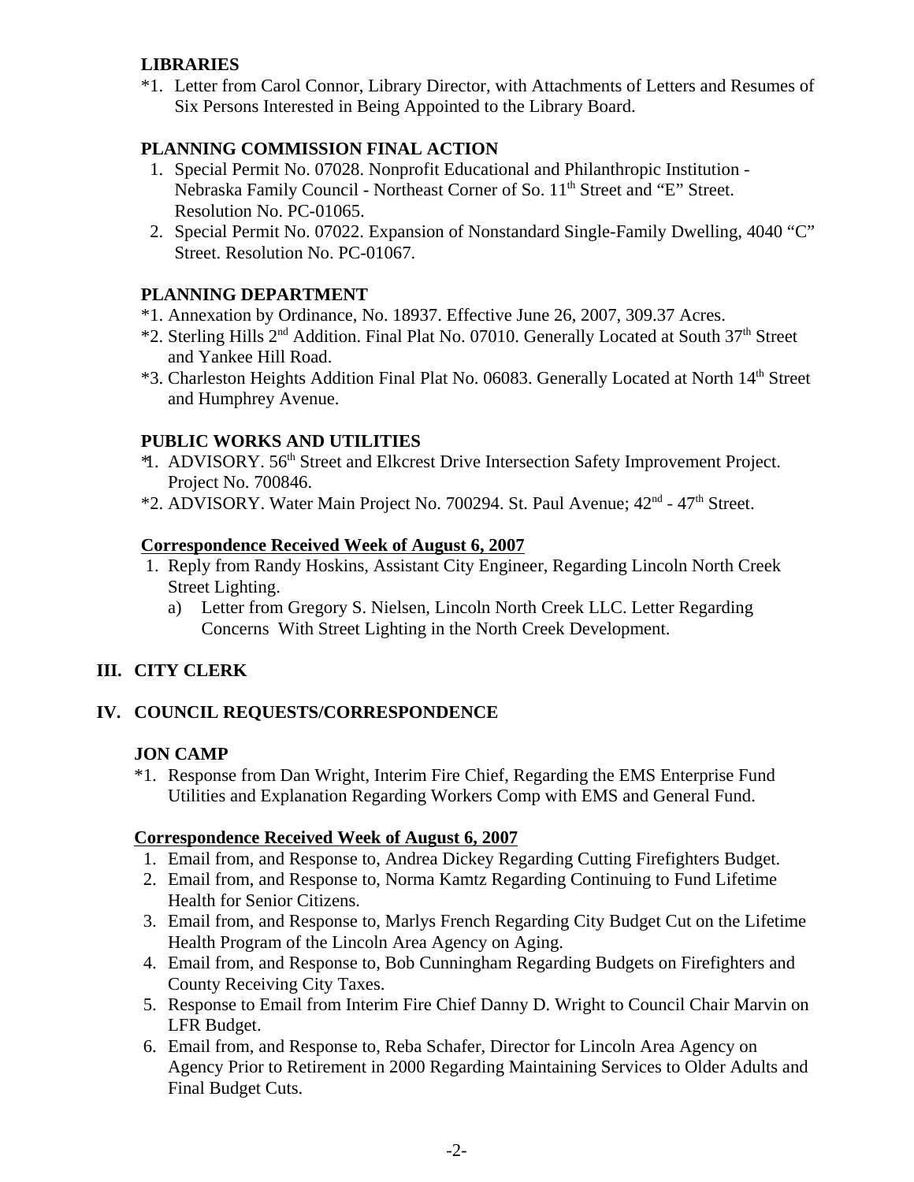**LIBRARIES**

*1. Letter from Carol Connor, Library Director, with Attachments of Letters and Resumes of Six Persons Interested in Being Appointed to the Library Board.

**PLANNING COMMISSION FINAL ACTION**

1. Special Permit No. 07028. Nonprofit Educational and Philanthropic Institution - Nebraska Family Council - Northeast Corner of So. 11th Street and "E" Street. Resolution No. PC-01065.
2. Special Permit No. 07022. Expansion of Nonstandard Single-Family Dwelling, 4040 "C" Street. Resolution No. PC-01067.

**PLANNING DEPARTMENT**

*1. Annexation by Ordinance, No. 18937. Effective June 26, 2007, 309.37 Acres.
*2. Sterling Hills 2nd Addition. Final Plat No. 07010. Generally Located at South 37th Street and Yankee Hill Road.
*3. Charleston Heights Addition Final Plat No. 06083. Generally Located at North 14th Street and Humphrey Avenue.

**PUBLIC WORKS AND UTILITIES**

*1. ADVISORY. 56th Street and Elkcrest Drive Intersection Safety Improvement Project. Project No. 700846.
*2. ADVISORY. Water Main Project No. 700294. St. Paul Avenue; 42nd - 47th Street.

**Correspondence Received Week of August 6, 2007**

1. Reply from Randy Hoskins, Assistant City Engineer, Regarding Lincoln North Creek Street Lighting.
   a) Letter from Gregory S. Nielsen, Lincoln North Creek LLC. Letter Regarding Concerns With Street Lighting in the North Creek Development.

## III. CITY CLERK

## IV. COUNCIL REQUESTS/CORRESPONDENCE

**JON CAMP**

*1. Response from Dan Wright, Interim Fire Chief, Regarding the EMS Enterprise Fund Utilities and Explanation Regarding Workers Comp with EMS and General Fund.

**Correspondence Received Week of August 6, 2007**

1. Email from, and Response to, Andrea Dickey Regarding Cutting Firefighters Budget.
2. Email from, and Response to, Norma Kamtz Regarding Continuing to Fund Lifetime Health for Senior Citizens.
3. Email from, and Response to, Marlys French Regarding City Budget Cut on the Lifetime Health Program of the Lincoln Area Agency on Aging.
4. Email from, and Response to, Bob Cunningham Regarding Budgets on Firefighters and County Receiving City Taxes.
5. Response to Email from Interim Fire Chief Danny D. Wright to Council Chair Marvin on LFR Budget.
6. Email from, and Response to, Reba Schafer, Director for Lincoln Area Agency on Agency Prior to Retirement in 2000 Regarding Maintaining Services to Older Adults and Final Budget Cuts.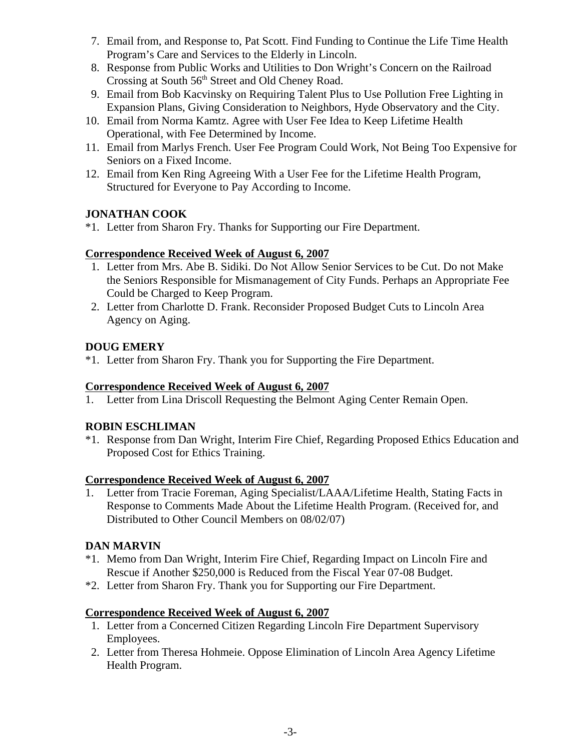7. Email from, and Response to, Pat Scott. Find Funding to Continue the Life Time Health Program's Care and Services to the Elderly in Lincoln.
8. Response from Public Works and Utilities to Don Wright's Concern on the Railroad Crossing at South 56th Street and Old Cheney Road.
9. Email from Bob Kacvinsky on Requiring Talent Plus to Use Pollution Free Lighting in Expansion Plans, Giving Consideration to Neighbors, Hyde Observatory and the City.
10. Email from Norma Kamtz. Agree with User Fee Idea to Keep Lifetime Health Operational, with Fee Determined by Income.
11. Email from Marlys French. User Fee Program Could Work, Not Being Too Expensive for Seniors on a Fixed Income.
12. Email from Ken Ring Agreeing With a User Fee for the Lifetime Health Program, Structured for Everyone to Pay According to Income.

**JONATHAN COOK**

*1. Letter from Sharon Fry. Thanks for Supporting our Fire Department.

**Correspondence Received Week of August 6, 2007**

1. Letter from Mrs. Abe B. Sidiki. Do Not Allow Senior Services to be Cut. Do not Make the Seniors Responsible for Mismanagement of City Funds. Perhaps an Appropriate Fee Could be Charged to Keep Program.
2. Letter from Charlotte D. Frank. Reconsider Proposed Budget Cuts to Lincoln Area Agency on Aging.

**DOUG EMERY**

*1. Letter from Sharon Fry. Thank you for Supporting the Fire Department.

**Correspondence Received Week of August 6, 2007**

1. Letter from Lina Driscoll Requesting the Belmont Aging Center Remain Open.

**ROBIN ESCHLIMAN**

*1. Response from Dan Wright, Interim Fire Chief, Regarding Proposed Ethics Education and Proposed Cost for Ethics Training.

**Correspondence Received Week of August 6, 2007**

1. Letter from Tracie Foreman, Aging Specialist/LAAA/Lifetime Health, Stating Facts in Response to Comments Made About the Lifetime Health Program. (Received for, and Distributed to Other Council Members on 08/02/07)

**DAN MARVIN**

*1. Memo from Dan Wright, Interim Fire Chief, Regarding Impact on Lincoln Fire and Rescue if Another $250,000 is Reduced from the Fiscal Year 07-08 Budget.
*2. Letter from Sharon Fry. Thank you for Supporting our Fire Department.

**Correspondence Received Week of August 6, 2007**

1. Letter from a Concerned Citizen Regarding Lincoln Fire Department Supervisory Employees.
2. Letter from Theresa Hohmeie. Oppose Elimination of Lincoln Area Agency Lifetime Health Program.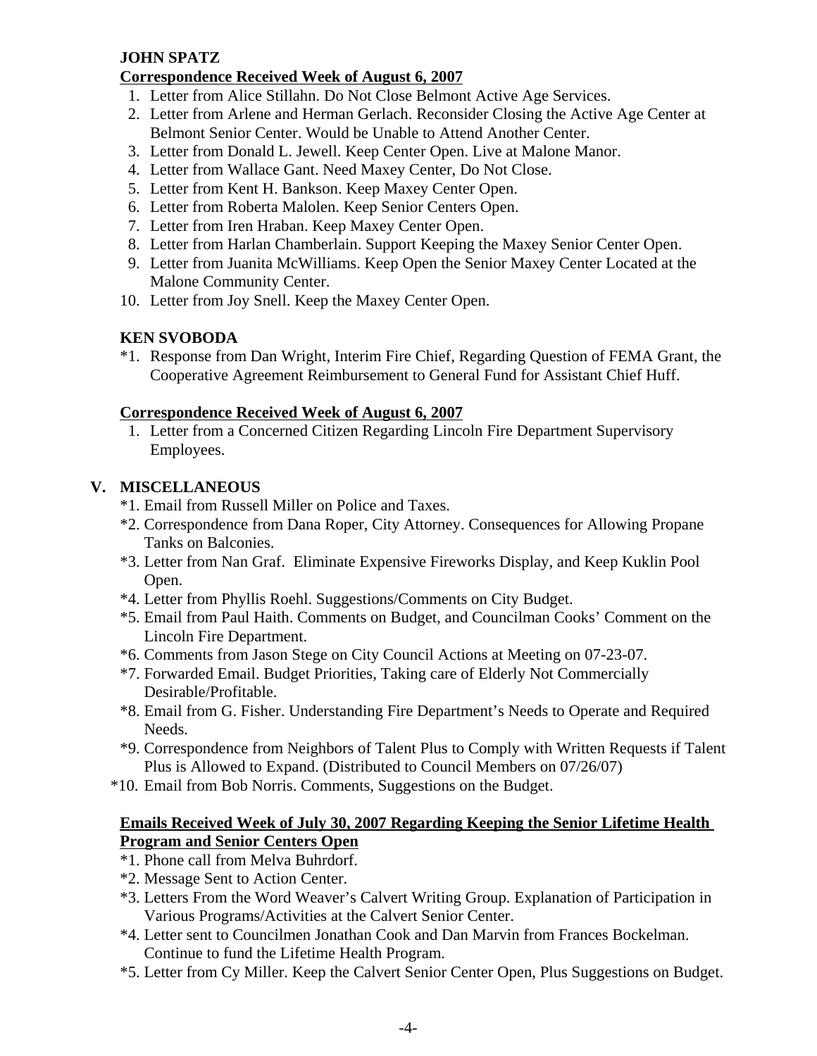**JOHN SPATZ**

**Correspondence Received Week of August 6, 2007**

1. Letter from Alice Stillahn. Do Not Close Belmont Active Age Services.
2. Letter from Arlene and Herman Gerlach. Reconsider Closing the Active Age Center at Belmont Senior Center. Would be Unable to Attend Another Center.
3. Letter from Donald L. Jewell. Keep Center Open. Live at Malone Manor.
4. Letter from Wallace Gant. Need Maxey Center, Do Not Close.
5. Letter from Kent H. Bankson. Keep Maxey Center Open.
6. Letter from Roberta Malolen. Keep Senior Centers Open.
7. Letter from Iren Hraban. Keep Maxey Center Open.
8. Letter from Harlan Chamberlain. Support Keeping the Maxey Senior Center Open.
9. Letter from Juanita McWilliams. Keep Open the Senior Maxey Center Located at the Malone Community Center.
10. Letter from Joy Snell. Keep the Maxey Center Open.

**KEN SVOBODA**

*1. Response from Dan Wright, Interim Fire Chief, Regarding Question of FEMA Grant, the Cooperative Agreement Reimbursement to General Fund for Assistant Chief Huff.

**Correspondence Received Week of August 6, 2007**

1. Letter from a Concerned Citizen Regarding Lincoln Fire Department Supervisory Employees.

## V. MISCELLANEOUS

*1. Email from Russell Miller on Police and Taxes.
*2. Correspondence from Dana Roper, City Attorney. Consequences for Allowing Propane Tanks on Balconies.
*3. Letter from Nan Graf. Eliminate Expensive Fireworks Display, and Keep Kuklin Pool Open.
*4. Letter from Phyllis Roehl. Suggestions/Comments on City Budget.
*5. Email from Paul Haith. Comments on Budget, and Councilman Cooks' Comment on the Lincoln Fire Department.
*6. Comments from Jason Stege on City Council Actions at Meeting on 07-23-07.
*7. Forwarded Email. Budget Priorities, Taking care of Elderly Not Commercially Desirable/Profitable.
*8. Email from G. Fisher. Understanding Fire Department's Needs to Operate and Required Needs.
*9. Correspondence from Neighbors of Talent Plus to Comply with Written Requests if Talent Plus is Allowed to Expand. (Distributed to Council Members on 07/26/07)
*10. Email from Bob Norris. Comments, Suggestions on the Budget.

**Emails Received Week of July 30, 2007 Regarding Keeping the Senior Lifetime Health Program and Senior Centers Open**

*1. Phone call from Melva Buhrdorf.
*2. Message Sent to Action Center.
*3. Letters From the Word Weaver's Calvert Writing Group. Explanation of Participation in Various Programs/Activities at the Calvert Senior Center.
*4. Letter sent to Councilmen Jonathan Cook and Dan Marvin from Frances Bockelman. Continue to fund the Lifetime Health Program.
*5. Letter from Cy Miller. Keep the Calvert Senior Center Open, Plus Suggestions on Budget.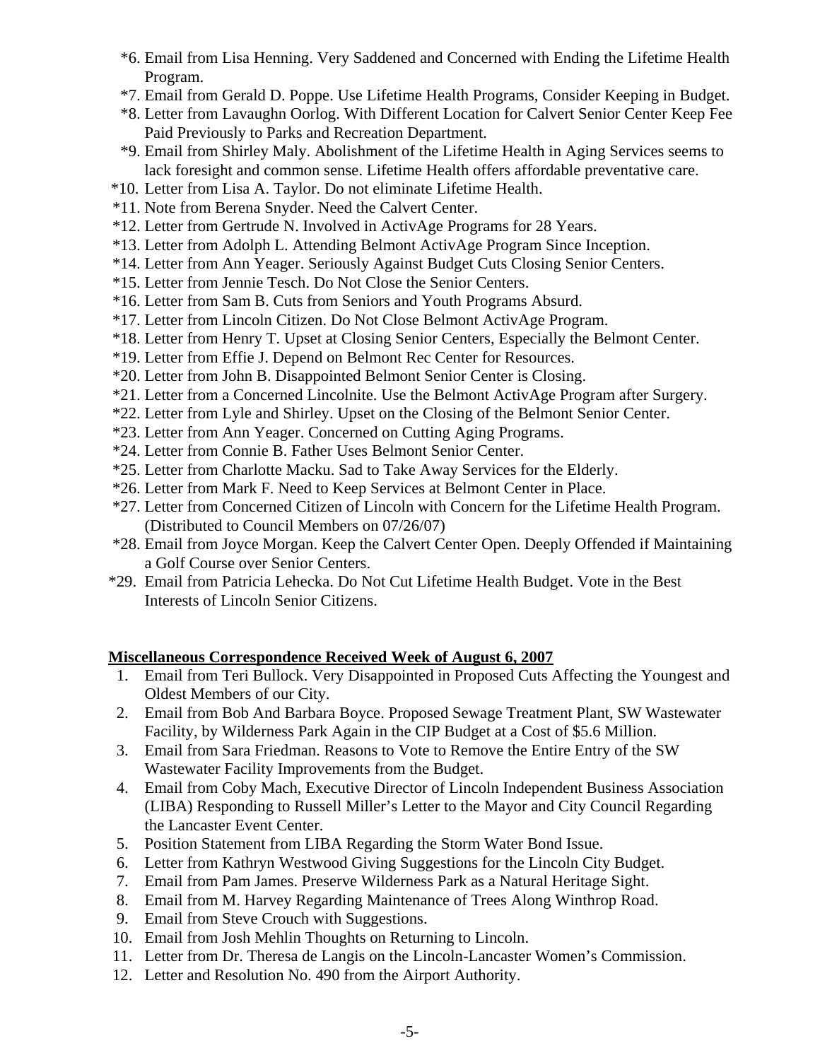*6. Email from Lisa Henning. Very Saddened and Concerned with Ending the Lifetime Health Program.

*7. Email from Gerald D. Poppe. Use Lifetime Health Programs, Consider Keeping in Budget.

*8. Letter from Lavaughn Oorlog. With Different Location for Calvert Senior Center Keep Fee Paid Previously to Parks and Recreation Department.

*9. Email from Shirley Maly. Abolishment of the Lifetime Health in Aging Services seems to lack foresight and common sense. Lifetime Health offers affordable preventative care.

*10. Letter from Lisa A. Taylor. Do not eliminate Lifetime Health.

*11. Note from Berena Snyder. Need the Calvert Center.

*12. Letter from Gertrude N. Involved in ActivAge Programs for 28 Years.

*13. Letter from Adolph L. Attending Belmont ActivAge Program Since Inception.

*14. Letter from Ann Yeager. Seriously Against Budget Cuts Closing Senior Centers.

*15. Letter from Jennie Tesch. Do Not Close the Senior Centers.

*16. Letter from Sam B. Cuts from Seniors and Youth Programs Absurd.

*17. Letter from Lincoln Citizen. Do Not Close Belmont ActivAge Program.

*18. Letter from Henry T. Upset at Closing Senior Centers, Especially the Belmont Center.

*19. Letter from Effie J. Depend on Belmont Rec Center for Resources.

*20. Letter from John B. Disappointed Belmont Senior Center is Closing.

*21. Letter from a Concerned Lincolnite. Use the Belmont ActivAge Program after Surgery.

*22. Letter from Lyle and Shirley. Upset on the Closing of the Belmont Senior Center.

*23. Letter from Ann Yeager. Concerned on Cutting Aging Programs.

*24. Letter from Connie B. Father Uses Belmont Senior Center.

*25. Letter from Charlotte Macku. Sad to Take Away Services for the Elderly.

*26. Letter from Mark F. Need to Keep Services at Belmont Center in Place.

*27. Letter from Concerned Citizen of Lincoln with Concern for the Lifetime Health Program. (Distributed to Council Members on 07/26/07)

*28. Email from Joyce Morgan. Keep the Calvert Center Open. Deeply Offended if Maintaining a Golf Course over Senior Centers.

*29. Email from Patricia Lehecka. Do Not Cut Lifetime Health Budget. Vote in the Best Interests of Lincoln Senior Citizens.

**Miscellaneous Correspondence Received Week of August 6, 2007**

1. Email from Teri Bullock. Very Disappointed in Proposed Cuts Affecting the Youngest and Oldest Members of our City.
2. Email from Bob And Barbara Boyce. Proposed Sewage Treatment Plant, SW Wastewater Facility, by Wilderness Park Again in the CIP Budget at a Cost of $5.6 Million.
3. Email from Sara Friedman. Reasons to Vote to Remove the Entire Entry of the SW Wastewater Facility Improvements from the Budget.
4. Email from Coby Mach, Executive Director of Lincoln Independent Business Association (LIBA) Responding to Russell Miller's Letter to the Mayor and City Council Regarding the Lancaster Event Center.
5. Position Statement from LIBA Regarding the Storm Water Bond Issue.
6. Letter from Kathryn Westwood Giving Suggestions for the Lincoln City Budget.
7. Email from Pam James. Preserve Wilderness Park as a Natural Heritage Sight.
8. Email from M. Harvey Regarding Maintenance of Trees Along Winthrop Road.
9. Email from Steve Crouch with Suggestions.
10. Email from Josh Mehlin Thoughts on Returning to Lincoln.
11. Letter from Dr. Theresa de Langis on the Lincoln-Lancaster Women's Commission.
12. Letter and Resolution No. 490 from the Airport Authority.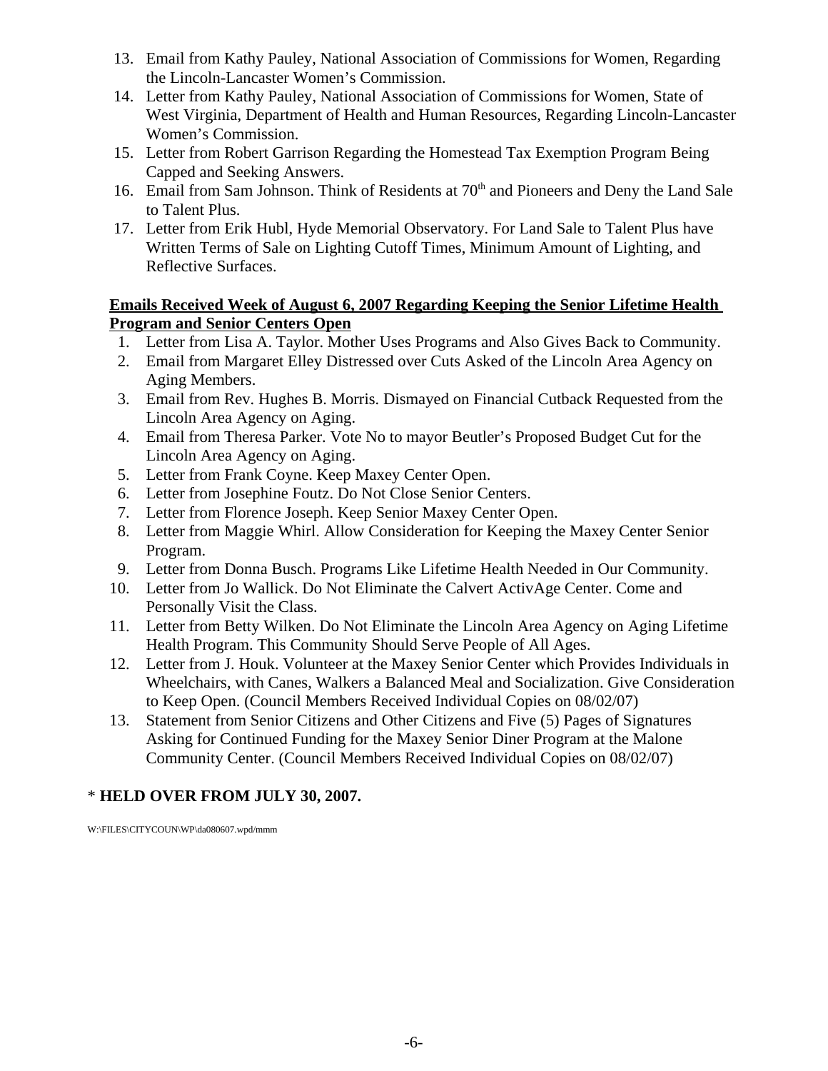13. Email from Kathy Pauley, National Association of Commissions for Women, Regarding the Lincoln-Lancaster Women's Commission.
14. Letter from Kathy Pauley, National Association of Commissions for Women, State of West Virginia, Department of Health and Human Resources, Regarding Lincoln-Lancaster Women's Commission.
15. Letter from Robert Garrison Regarding the Homestead Tax Exemption Program Being Capped and Seeking Answers.
16. Email from Sam Johnson. Think of Residents at 70th and Pioneers and Deny the Land Sale to Talent Plus.
17. Letter from Erik Hubl, Hyde Memorial Observatory. For Land Sale to Talent Plus have Written Terms of Sale on Lighting Cutoff Times, Minimum Amount of Lighting, and Reflective Surfaces.

**Emails Received Week of August 6, 2007 Regarding Keeping the Senior Lifetime Health Program and Senior Centers Open**

1. Letter from Lisa A. Taylor. Mother Uses Programs and Also Gives Back to Community.
2. Email from Margaret Elley Distressed over Cuts Asked of the Lincoln Area Agency on Aging Members.
3. Email from Rev. Hughes B. Morris. Dismayed on Financial Cutback Requested from the Lincoln Area Agency on Aging.
4. Email from Theresa Parker. Vote No to mayor Beutler's Proposed Budget Cut for the Lincoln Area Agency on Aging.
5. Letter from Frank Coyne. Keep Maxey Center Open.
6. Letter from Josephine Foutz. Do Not Close Senior Centers.
7. Letter from Florence Joseph. Keep Senior Maxey Center Open.
8. Letter from Maggie Whirl. Allow Consideration for Keeping the Maxey Center Senior Program.
9. Letter from Donna Busch. Programs Like Lifetime Health Needed in Our Community.
10. Letter from Jo Wallick. Do Not Eliminate the Calvert ActivAge Center. Come and Personally Visit the Class.
11. Letter from Betty Wilken. Do Not Eliminate the Lincoln Area Agency on Aging Lifetime Health Program. This Community Should Serve People of All Ages.
12. Letter from J. Houk. Volunteer at the Maxey Senior Center which Provides Individuals in Wheelchairs, with Canes, Walkers a Balanced Meal and Socialization. Give Consideration to Keep Open. (Council Members Received Individual Copies on 08/02/07)
13. Statement from Senior Citizens and Other Citizens and Five (5) Pages of Signatures Asking for Continued Funding for the Maxey Senior Diner Program at the Malone Community Center. (Council Members Received Individual Copies on 08/02/07)

\* **HELD OVER FROM JULY 30, 2007.**

W:\FILES\CITYCOUN\WP\da080607.wpd/mmm